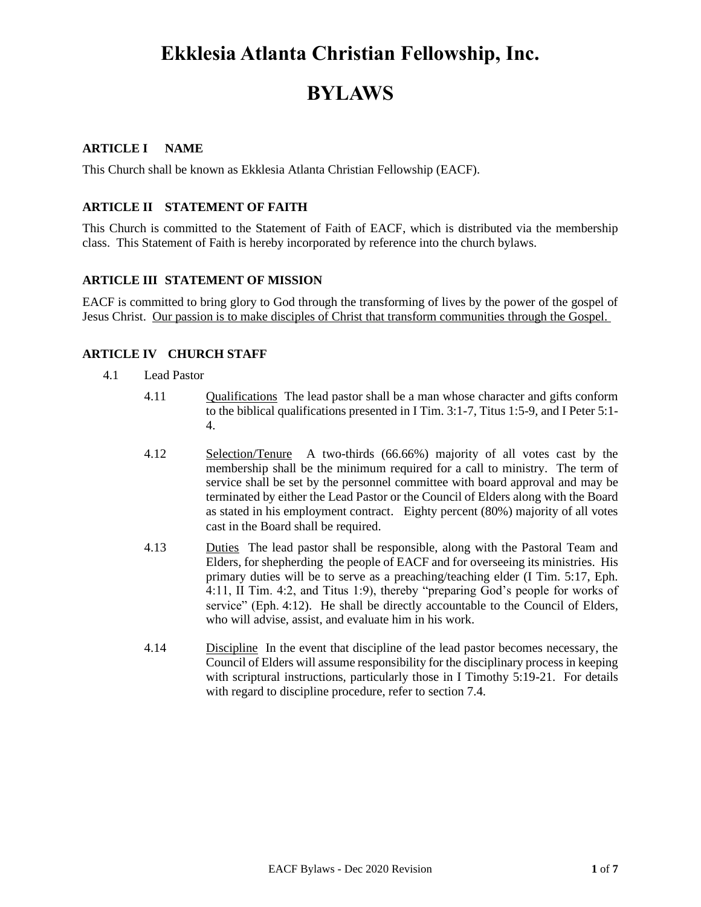# Ekklesia Atlanta Christian Fellowship, Inc.

# BYLAWS

## ARTICLE I NAME

This Church shall be known as Ekklesia Atlanta Christian Fellowship (EACF).

## ARTICLE II STATEMENT OF FAITH

This Church is committed to the Statement of Faith of EACF, which is distributed via the membership class. This Statement of Faith is hereby incorporated by reference into the church bylaws.

## ARTICLE III STATEMENT OF MISSION

EACF is committed to bring glory to God through the transforming of lives by the power of the gospel of Jesus Christ. <u>Our passion is to make disciples of Christ that transform communities through the Gospel.</u>

## ARTICLE IV CHURCH STAFF

4.1 Lead Pastor

4.11 <u>Qualifications</u> The lead pastor shall be a man whose character and gifts conform to the biblical qualifications presented in I Tim. 3:1-7, Titus 1:5-9, and I Peter 5:1-4.

4.12 <u>Selection/Tenure</u> A two-thirds (66.66%) majority of all votes cast by the membership shall be the minimum required for a call to ministry. The term of service shall be set by the personnel committee with board approval and may be terminated by either the Lead Pastor or the Council of Elders along with the Board as stated in his employment contract. Eighty percent (80%) majority of all votes cast in the Board shall be required.

4.13 <u>Duties</u> The lead pastor shall be responsible, along with the Pastoral Team and Elders, for shepherding the people of EACF and for overseeing its ministries. His primary duties will be to serve as a preaching/teaching elder (I Tim. 5:17, Eph. 4:11, II Tim. 4:2, and Titus 1:9), thereby "preparing God's people for works of service" (Eph. 4:12). He shall be directly accountable to the Council of Elders, who will advise, assist, and evaluate him in his work.

4.14 <u>Discipline</u> In the event that discipline of the lead pastor becomes necessary, the Council of Elders will assume responsibility for the disciplinary process in keeping with scriptural instructions, particularly those in I Timothy 5:19-21. For details with regard to discipline procedure, refer to section 7.4.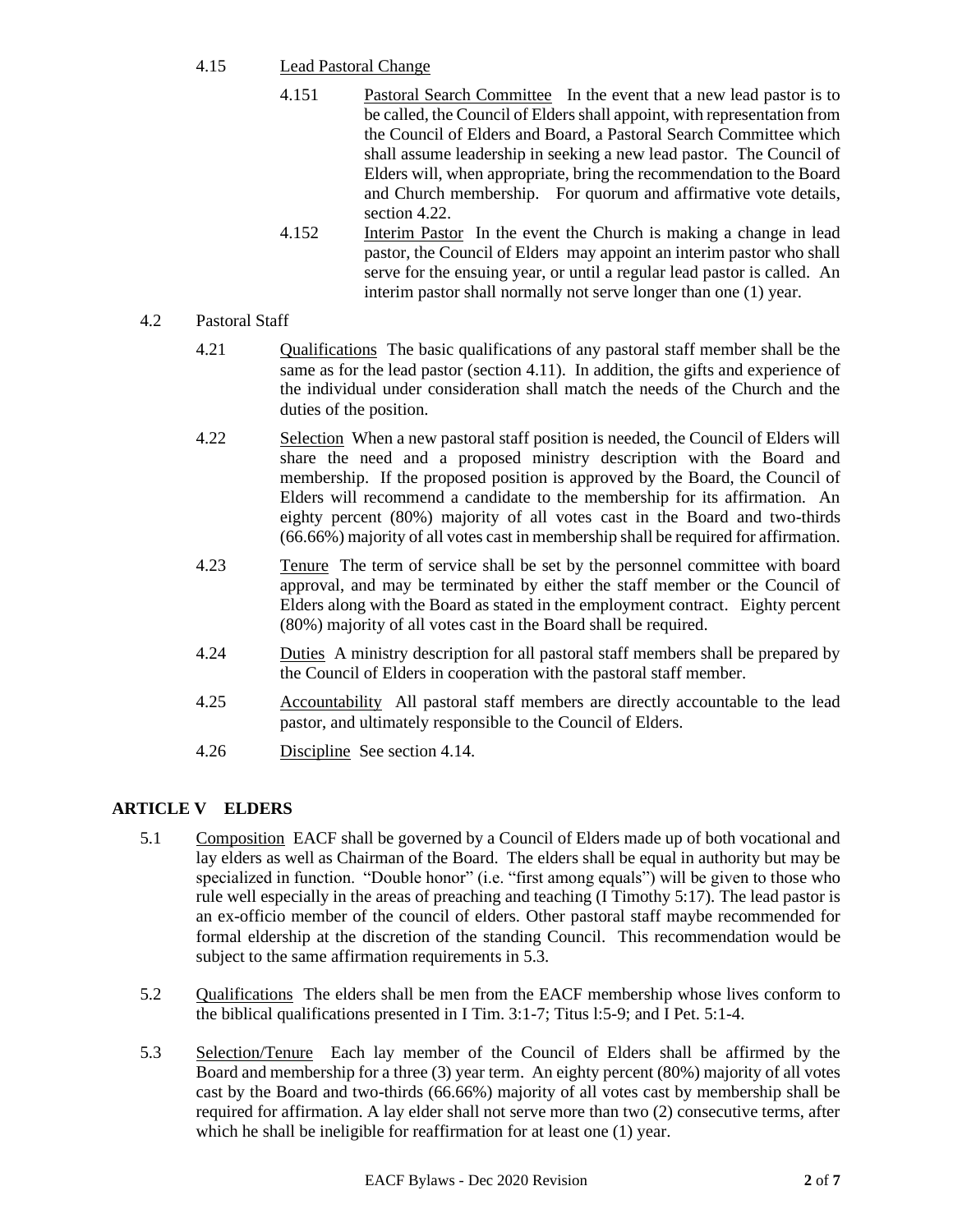4.15 Lead Pastoral Change

4.151 Pastoral Search Committee In the event that a new lead pastor is to be called, the Council of Elders shall appoint, with representation from the Council of Elders and Board, a Pastoral Search Committee which shall assume leadership in seeking a new lead pastor. The Council of Elders will, when appropriate, bring the recommendation to the Board and Church membership. For quorum and affirmative vote details, section 4.22.

4.152 Interim Pastor In the event the Church is making a change in lead pastor, the Council of Elders may appoint an interim pastor who shall serve for the ensuing year, or until a regular lead pastor is called. An interim pastor shall normally not serve longer than one (1) year.

4.2 Pastoral Staff

4.21 Qualifications The basic qualifications of any pastoral staff member shall be the same as for the lead pastor (section 4.11). In addition, the gifts and experience of the individual under consideration shall match the needs of the Church and the duties of the position.

4.22 Selection When a new pastoral staff position is needed, the Council of Elders will share the need and a proposed ministry description with the Board and membership. If the proposed position is approved by the Board, the Council of Elders will recommend a candidate to the membership for its affirmation. An eighty percent (80%) majority of all votes cast in the Board and two-thirds (66.66%) majority of all votes cast in membership shall be required for affirmation.

4.23 Tenure The term of service shall be set by the personnel committee with board approval, and may be terminated by either the staff member or the Council of Elders along with the Board as stated in the employment contract. Eighty percent (80%) majority of all votes cast in the Board shall be required.

4.24 Duties A ministry description for all pastoral staff members shall be prepared by the Council of Elders in cooperation with the pastoral staff member.

4.25 Accountability All pastoral staff members are directly accountable to the lead pastor, and ultimately responsible to the Council of Elders.

4.26 Discipline See section 4.14.

## ARTICLE V ELDERS

5.1 Composition EACF shall be governed by a Council of Elders made up of both vocational and lay elders as well as Chairman of the Board. The elders shall be equal in authority but may be specialized in function. "Double honor" (i.e. "first among equals") will be given to those who rule well especially in the areas of preaching and teaching (I Timothy 5:17). The lead pastor is an ex-officio member of the council of elders. Other pastoral staff maybe recommended for formal eldership at the discretion of the standing Council. This recommendation would be subject to the same affirmation requirements in 5.3.

5.2 Qualifications The elders shall be men from the EACF membership whose lives conform to the biblical qualifications presented in I Tim. 3:1-7; Titus l:5-9; and I Pet. 5:1-4.

5.3 Selection/Tenure Each lay member of the Council of Elders shall be affirmed by the Board and membership for a three (3) year term. An eighty percent (80%) majority of all votes cast by the Board and two-thirds (66.66%) majority of all votes cast by membership shall be required for affirmation. A lay elder shall not serve more than two (2) consecutive terms, after which he shall be ineligible for reaffirmation for at least one (1) year.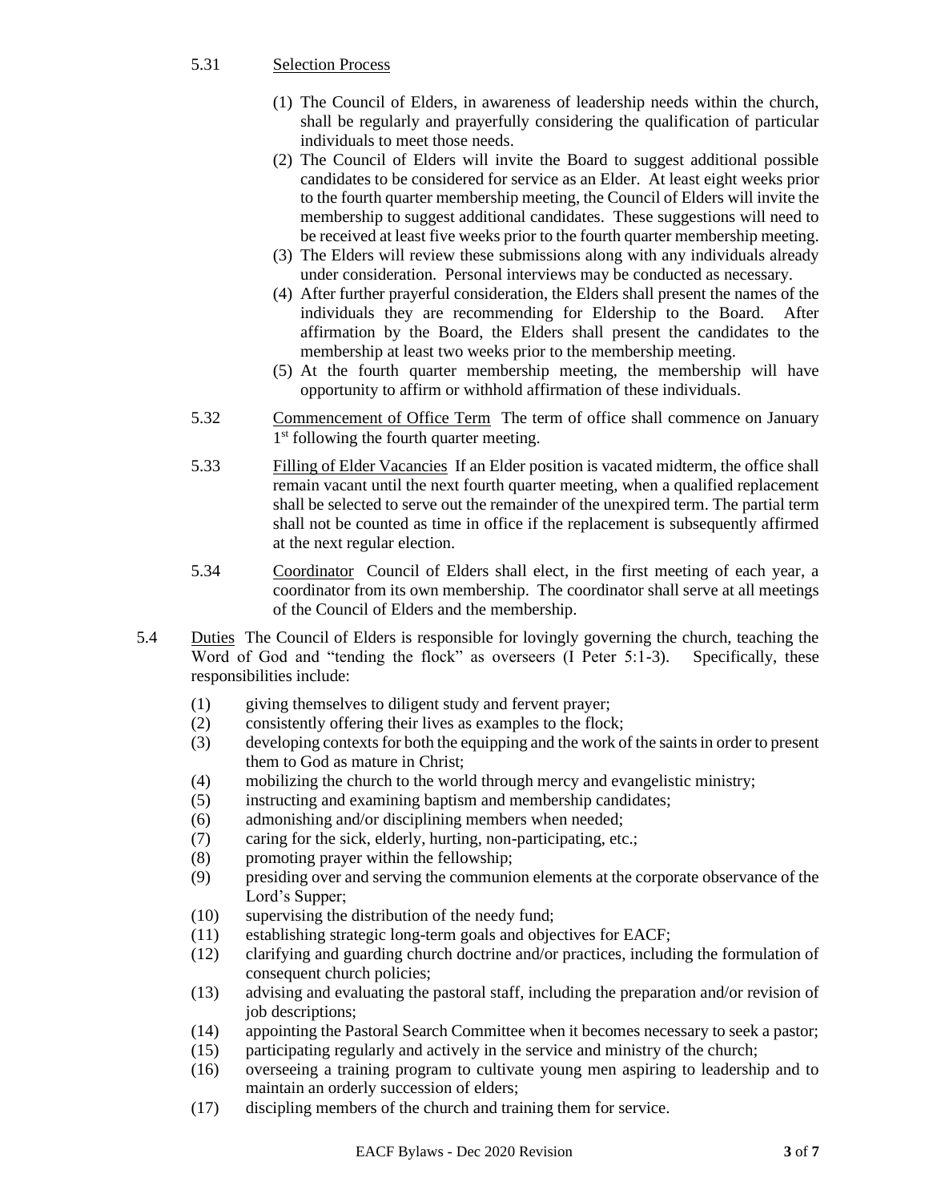5.31 Selection Process

(1) The Council of Elders, in awareness of leadership needs within the church, shall be regularly and prayerfully considering the qualification of particular individuals to meet those needs.

(2) The Council of Elders will invite the Board to suggest additional possible candidates to be considered for service as an Elder. At least eight weeks prior to the fourth quarter membership meeting, the Council of Elders will invite the membership to suggest additional candidates. These suggestions will need to be received at least five weeks prior to the fourth quarter membership meeting.

(3) The Elders will review these submissions along with any individuals already under consideration. Personal interviews may be conducted as necessary.

(4) After further prayerful consideration, the Elders shall present the names of the individuals they are recommending for Eldership to the Board. After affirmation by the Board, the Elders shall present the candidates to the membership at least two weeks prior to the membership meeting.

(5) At the fourth quarter membership meeting, the membership will have opportunity to affirm or withhold affirmation of these individuals.

5.32 Commencement of Office Term The term of office shall commence on January 1st following the fourth quarter meeting.

5.33 Filling of Elder Vacancies If an Elder position is vacated midterm, the office shall remain vacant until the next fourth quarter meeting, when a qualified replacement shall be selected to serve out the remainder of the unexpired term. The partial term shall not be counted as time in office if the replacement is subsequently affirmed at the next regular election.

5.34 Coordinator Council of Elders shall elect, in the first meeting of each year, a coordinator from its own membership. The coordinator shall serve at all meetings of the Council of Elders and the membership.

5.4 Duties The Council of Elders is responsible for lovingly governing the church, teaching the Word of God and "tending the flock" as overseers (I Peter 5:1-3). Specifically, these responsibilities include:

(1) giving themselves to diligent study and fervent prayer;
(2) consistently offering their lives as examples to the flock;
(3) developing contexts for both the equipping and the work of the saints in order to present them to God as mature in Christ;
(4) mobilizing the church to the world through mercy and evangelistic ministry;
(5) instructing and examining baptism and membership candidates;
(6) admonishing and/or disciplining members when needed;
(7) caring for the sick, elderly, hurting, non-participating, etc.;
(8) promoting prayer within the fellowship;
(9) presiding over and serving the communion elements at the corporate observance of the Lord's Supper;
(10) supervising the distribution of the needy fund;
(11) establishing strategic long-term goals and objectives for EACF;
(12) clarifying and guarding church doctrine and/or practices, including the formulation of consequent church policies;
(13) advising and evaluating the pastoral staff, including the preparation and/or revision of job descriptions;
(14) appointing the Pastoral Search Committee when it becomes necessary to seek a pastor;
(15) participating regularly and actively in the service and ministry of the church;
(16) overseeing a training program to cultivate young men aspiring to leadership and to maintain an orderly succession of elders;
(17) discipling members of the church and training them for service.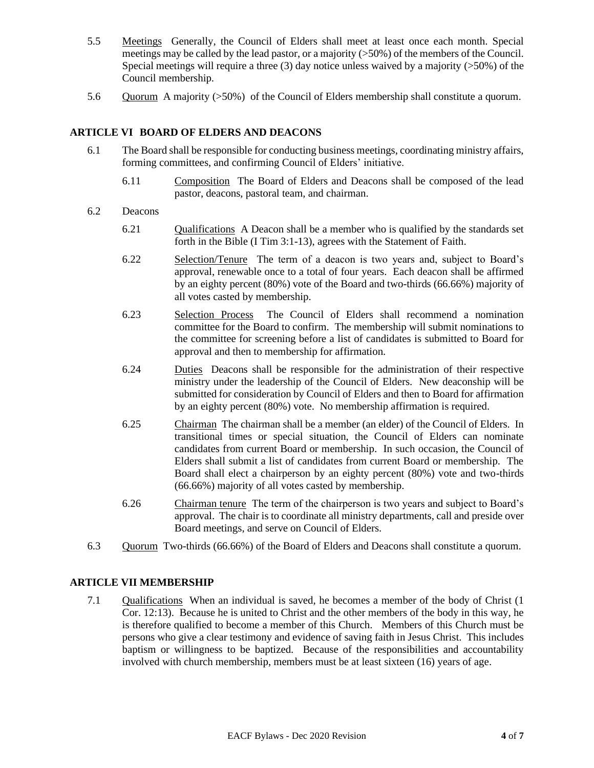5.5 Meetings Generally, the Council of Elders shall meet at least once each month. Special meetings may be called by the lead pastor, or a majority (>50%) of the members of the Council. Special meetings will require a three (3) day notice unless waived by a majority (>50%) of the Council membership.

5.6 Quorum A majority (>50%) of the Council of Elders membership shall constitute a quorum.

## ARTICLE VI BOARD OF ELDERS AND DEACONS

6.1 The Board shall be responsible for conducting business meetings, coordinating ministry affairs, forming committees, and confirming Council of Elders' initiative.

6.11 Composition The Board of Elders and Deacons shall be composed of the lead pastor, deacons, pastoral team, and chairman.

6.2 Deacons

6.21 Qualifications A Deacon shall be a member who is qualified by the standards set forth in the Bible (I Tim 3:1-13), agrees with the Statement of Faith.

6.22 Selection/Tenure The term of a deacon is two years and, subject to Board's approval, renewable once to a total of four years. Each deacon shall be affirmed by an eighty percent (80%) vote of the Board and two-thirds (66.66%) majority of all votes casted by membership.

6.23 Selection Process The Council of Elders shall recommend a nomination committee for the Board to confirm. The membership will submit nominations to the committee for screening before a list of candidates is submitted to Board for approval and then to membership for affirmation.

6.24 Duties Deacons shall be responsible for the administration of their respective ministry under the leadership of the Council of Elders. New deaconship will be submitted for consideration by Council of Elders and then to Board for affirmation by an eighty percent (80%) vote. No membership affirmation is required.

6.25 Chairman The chairman shall be a member (an elder) of the Council of Elders. In transitional times or special situation, the Council of Elders can nominate candidates from current Board or membership. In such occasion, the Council of Elders shall submit a list of candidates from current Board or membership. The Board shall elect a chairperson by an eighty percent (80%) vote and two-thirds (66.66%) majority of all votes casted by membership.

6.26 Chairman tenure The term of the chairperson is two years and subject to Board's approval. The chair is to coordinate all ministry departments, call and preside over Board meetings, and serve on Council of Elders.

6.3 Quorum Two-thirds (66.66%) of the Board of Elders and Deacons shall constitute a quorum.

## ARTICLE VII MEMBERSHIP

7.1 Qualifications When an individual is saved, he becomes a member of the body of Christ (1 Cor. 12:13). Because he is united to Christ and the other members of the body in this way, he is therefore qualified to become a member of this Church. Members of this Church must be persons who give a clear testimony and evidence of saving faith in Jesus Christ. This includes baptism or willingness to be baptized. Because of the responsibilities and accountability involved with church membership, members must be at least sixteen (16) years of age.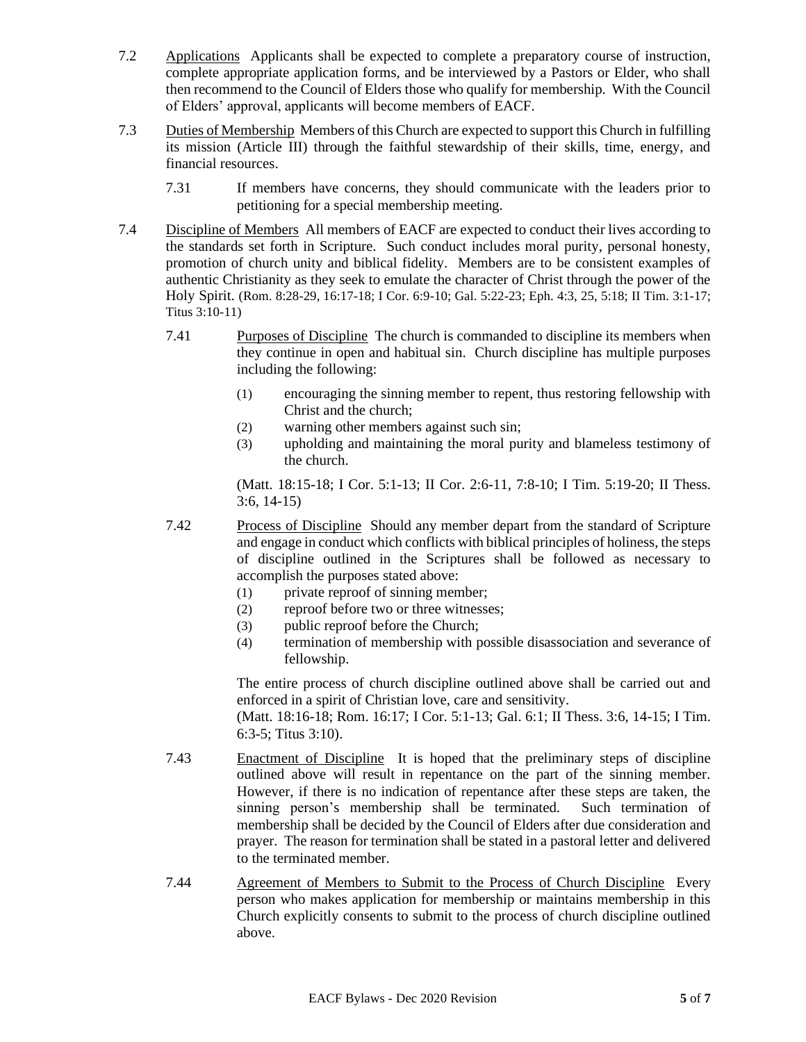7.2 Applications Applicants shall be expected to complete a preparatory course of instruction, complete appropriate application forms, and be interviewed by a Pastors or Elder, who shall then recommend to the Council of Elders those who qualify for membership. With the Council of Elders' approval, applicants will become members of EACF.

7.3 Duties of Membership Members of this Church are expected to support this Church in fulfilling its mission (Article III) through the faithful stewardship of their skills, time, energy, and financial resources.

7.31 If members have concerns, they should communicate with the leaders prior to petitioning for a special membership meeting.

7.4 Discipline of Members All members of EACF are expected to conduct their lives according to the standards set forth in Scripture. Such conduct includes moral purity, personal honesty, promotion of church unity and biblical fidelity. Members are to be consistent examples of authentic Christianity as they seek to emulate the character of Christ through the power of the Holy Spirit. (Rom. 8:28-29, 16:17-18; I Cor. 6:9-10; Gal. 5:22-23; Eph. 4:3, 25, 5:18; II Tim. 3:1-17; Titus 3:10-11)

7.41 Purposes of Discipline The church is commanded to discipline its members when they continue in open and habitual sin. Church discipline has multiple purposes including the following:

(1) encouraging the sinning member to repent, thus restoring fellowship with Christ and the church;
(2) warning other members against such sin;
(3) upholding and maintaining the moral purity and blameless testimony of the church.

(Matt. 18:15-18; I Cor. 5:1-13; II Cor. 2:6-11, 7:8-10; I Tim. 5:19-20; II Thess. 3:6, 14-15)

7.42 Process of Discipline Should any member depart from the standard of Scripture and engage in conduct which conflicts with biblical principles of holiness, the steps of discipline outlined in the Scriptures shall be followed as necessary to accomplish the purposes stated above:

(1) private reproof of sinning member;
(2) reproof before two or three witnesses;
(3) public reproof before the Church;
(4) termination of membership with possible disassociation and severance of fellowship.

The entire process of church discipline outlined above shall be carried out and enforced in a spirit of Christian love, care and sensitivity.
(Matt. 18:16-18; Rom. 16:17; I Cor. 5:1-13; Gal. 6:1; II Thess. 3:6, 14-15; I Tim. 6:3-5; Titus 3:10).

7.43 Enactment of Discipline It is hoped that the preliminary steps of discipline outlined above will result in repentance on the part of the sinning member. However, if there is no indication of repentance after these steps are taken, the sinning person's membership shall be terminated. Such termination of membership shall be decided by the Council of Elders after due consideration and prayer. The reason for termination shall be stated in a pastoral letter and delivered to the terminated member.

7.44 Agreement of Members to Submit to the Process of Church Discipline Every person who makes application for membership or maintains membership in this Church explicitly consents to submit to the process of church discipline outlined above.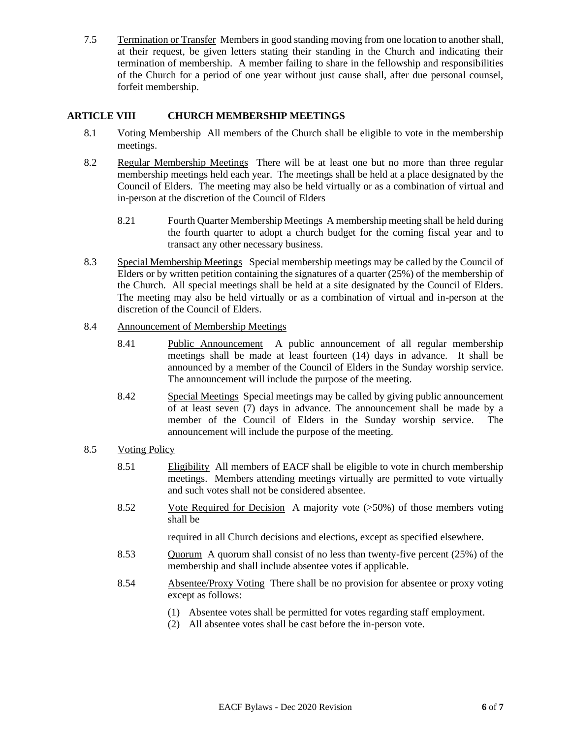7.5 Termination or Transfer Members in good standing moving from one location to another shall, at their request, be given letters stating their standing in the Church and indicating their termination of membership. A member failing to share in the fellowship and responsibilities of the Church for a period of one year without just cause shall, after due personal counsel, forfeit membership.

## ARTICLE VIII CHURCH MEMBERSHIP MEETINGS

8.1 Voting Membership All members of the Church shall be eligible to vote in the membership meetings.

8.2 Regular Membership Meetings There will be at least one but no more than three regular membership meetings held each year. The meetings shall be held at a place designated by the Council of Elders. The meeting may also be held virtually or as a combination of virtual and in-person at the discretion of the Council of Elders

8.21 Fourth Quarter Membership Meetings A membership meeting shall be held during the fourth quarter to adopt a church budget for the coming fiscal year and to transact any other necessary business.

8.3 Special Membership Meetings Special membership meetings may be called by the Council of Elders or by written petition containing the signatures of a quarter (25%) of the membership of the Church. All special meetings shall be held at a site designated by the Council of Elders. The meeting may also be held virtually or as a combination of virtual and in-person at the discretion of the Council of Elders.

8.4 Announcement of Membership Meetings

8.41 Public Announcement A public announcement of all regular membership meetings shall be made at least fourteen (14) days in advance. It shall be announced by a member of the Council of Elders in the Sunday worship service. The announcement will include the purpose of the meeting.

8.42 Special Meetings Special meetings may be called by giving public announcement of at least seven (7) days in advance. The announcement shall be made by a member of the Council of Elders in the Sunday worship service. The announcement will include the purpose of the meeting.

8.5 Voting Policy

8.51 Eligibility All members of EACF shall be eligible to vote in church membership meetings. Members attending meetings virtually are permitted to vote virtually and such votes shall not be considered absentee.

8.52 Vote Required for Decision A majority vote (>50%) of those members voting shall be

required in all Church decisions and elections, except as specified elsewhere.

8.53 Quorum A quorum shall consist of no less than twenty-five percent (25%) of the membership and shall include absentee votes if applicable.

8.54 Absentee/Proxy Voting There shall be no provision for absentee or proxy voting except as follows:

(1) Absentee votes shall be permitted for votes regarding staff employment.
(2) All absentee votes shall be cast before the in-person vote.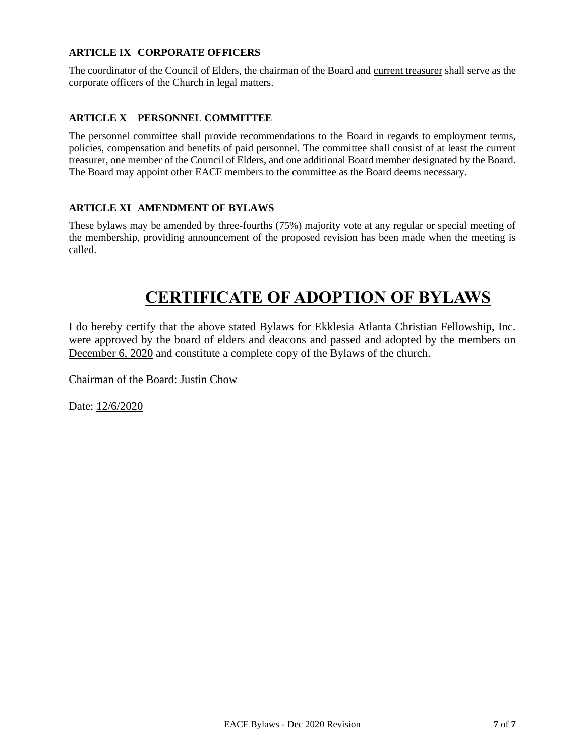**ARTICLE IX CORPORATE OFFICERS**

The coordinator of the Council of Elders, the chairman of the Board and current treasurer shall serve as the corporate officers of the Church in legal matters.

**ARTICLE X PERSONNEL COMMITTEE**

The personnel committee shall provide recommendations to the Board in regards to employment terms, policies, compensation and benefits of paid personnel. The committee shall consist of at least the current treasurer, one member of the Council of Elders, and one additional Board member designated by the Board. The Board may appoint other EACF members to the committee as the Board deems necessary.

**ARTICLE XI AMENDMENT OF BYLAWS**

These bylaws may be amended by three-fourths (75%) majority vote at any regular or special meeting of the membership, providing announcement of the proposed revision has been made when the meeting is called.

# CERTIFICATE OF ADOPTION OF BYLAWS

I do hereby certify that the above stated Bylaws for Ekklesia Atlanta Christian Fellowship, Inc. were approved by the board of elders and deacons and passed and adopted by the members on December 6, 2020 and constitute a complete copy of the Bylaws of the church.

Chairman of the Board: Justin Chow

Date: 12/6/2020